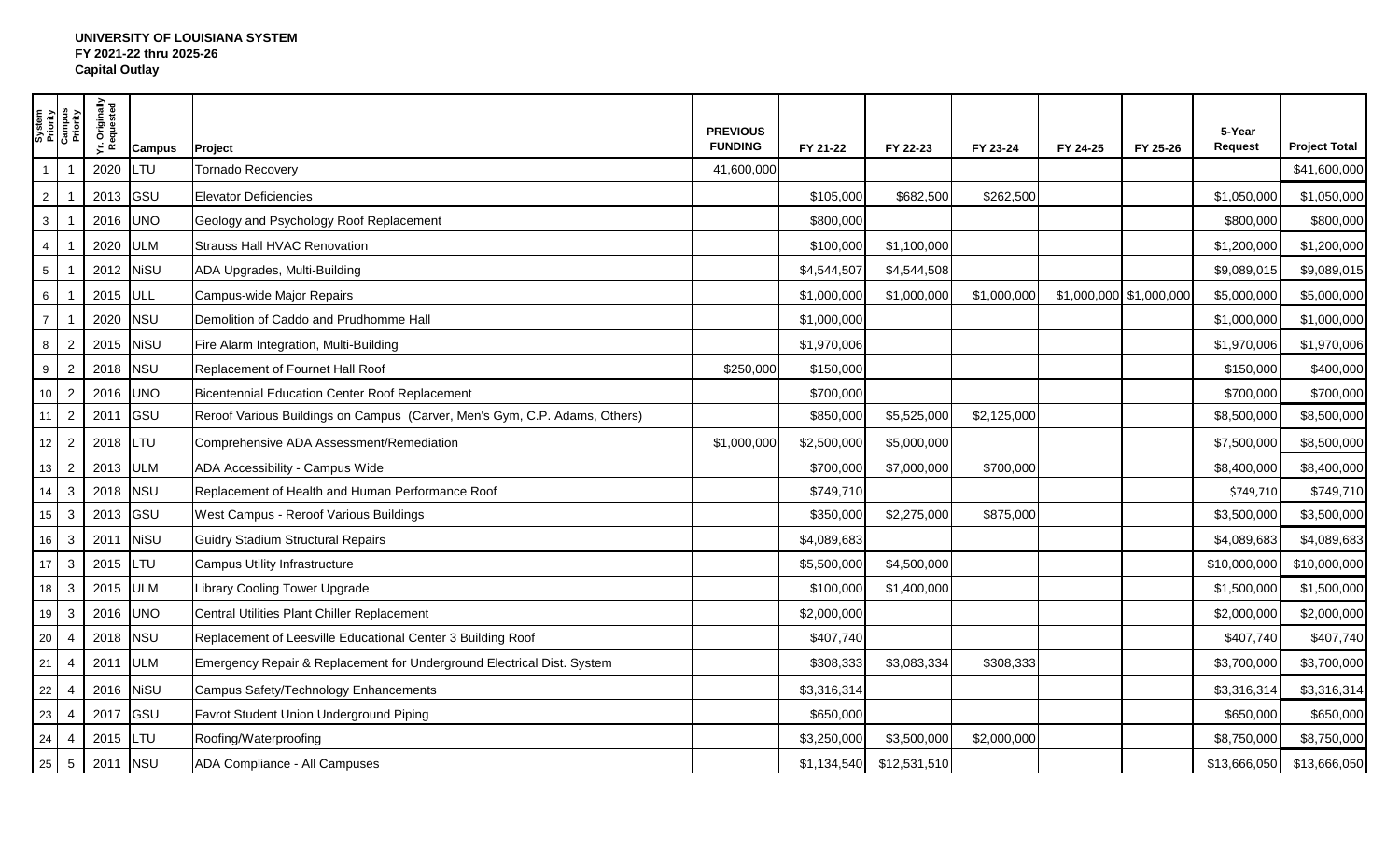**UNIVERSITY OF LOUISIANA SYSTEM**
**FY 2021-22 thru 2025-26**
**Capital Outlay**

| System Priority | Campus Priority | Yr. Originally Requested | Campus | Project | PREVIOUS FUNDING | FY 21-22 | FY 22-23 | FY 23-24 | FY 24-25 | FY 25-26 | 5-Year Request | Project Total |
|---|---|---|---|---|---|---|---|---|---|---|---|---|
| 1 | 1 | 2020 | LTU | Tornado Recovery | 41,600,000 | | | | | | | $41,600,000 |
| 2 | 1 | 2013 | GSU | Elevator Deficiencies | | $105,000 | $682,500 | $262,500 | | | $1,050,000 | $1,050,000 |
| 3 | 1 | 2016 | UNO | Geology and Psychology Roof Replacement | | $800,000 | | | | | $800,000 | $800,000 |
| 4 | 1 | 2020 | ULM | Strauss Hall HVAC Renovation | | $100,000 | $1,100,000 | | | | $1,200,000 | $1,200,000 |
| 5 | 1 | 2012 | NiSU | ADA Upgrades, Multi-Building | | $4,544,507 | $4,544,508 | | | | $9,089,015 | $9,089,015 |
| 6 | 1 | 2015 | ULL | Campus-wide Major Repairs | | $1,000,000 | $1,000,000 | $1,000,000 | $1,000,000 | $1,000,000 | $5,000,000 | $5,000,000 |
| 7 | 1 | 2020 | NSU | Demolition of Caddo and Prudhomme Hall | | $1,000,000 | | | | | $1,000,000 | $1,000,000 |
| 8 | 2 | 2015 | NiSU | Fire Alarm Integration, Multi-Building | | $1,970,006 | | | | | $1,970,006 | $1,970,006 |
| 9 | 2 | 2018 | NSU | Replacement of Fournet Hall Roof | $250,000 | $150,000 | | | | | $150,000 | $400,000 |
| 10 | 2 | 2016 | UNO | Bicentennial Education Center Roof Replacement | | $700,000 | | | | | $700,000 | $700,000 |
| 11 | 2 | 2011 | GSU | Reroof Various Buildings on Campus (Carver, Men's Gym, C.P. Adams, Others) | | $850,000 | $5,525,000 | $2,125,000 | | | $8,500,000 | $8,500,000 |
| 12 | 2 | 2018 | LTU | Comprehensive ADA Assessment/Remediation | $1,000,000 | $2,500,000 | $5,000,000 | | | | $7,500,000 | $8,500,000 |
| 13 | 2 | 2013 | ULM | ADA Accessibility - Campus Wide | | $700,000 | $7,000,000 | $700,000 | | | $8,400,000 | $8,400,000 |
| 14 | 3 | 2018 | NSU | Replacement of Health and Human Performance Roof | | $749,710 | | | | | $749,710 | $749,710 |
| 15 | 3 | 2013 | GSU | West Campus - Reroof Various Buildings | | $350,000 | $2,275,000 | $875,000 | | | $3,500,000 | $3,500,000 |
| 16 | 3 | 2011 | NiSU | Guidry Stadium Structural Repairs | | $4,089,683 | | | | | $4,089,683 | $4,089,683 |
| 17 | 3 | 2015 | LTU | Campus Utility Infrastructure | | $5,500,000 | $4,500,000 | | | | $10,000,000 | $10,000,000 |
| 18 | 3 | 2015 | ULM | Library Cooling Tower Upgrade | | $100,000 | $1,400,000 | | | | $1,500,000 | $1,500,000 |
| 19 | 3 | 2016 | UNO | Central Utilities Plant Chiller Replacement | | $2,000,000 | | | | | $2,000,000 | $2,000,000 |
| 20 | 4 | 2018 | NSU | Replacement of Leesville Educational Center 3 Building Roof | | $407,740 | | | | | $407,740 | $407,740 |
| 21 | 4 | 2011 | ULM | Emergency Repair & Replacement for Underground Electrical Dist. System | | $308,333 | $3,083,334 | $308,333 | | | $3,700,000 | $3,700,000 |
| 22 | 4 | 2016 | NiSU | Campus Safety/Technology Enhancements | | $3,316,314 | | | | | $3,316,314 | $3,316,314 |
| 23 | 4 | 2017 | GSU | Favrot Student Union Underground Piping | | $650,000 | | | | | $650,000 | $650,000 |
| 24 | 4 | 2015 | LTU | Roofing/Waterproofing | | $3,250,000 | $3,500,000 | $2,000,000 | | | $8,750,000 | $8,750,000 |
| 25 | 5 | 2011 | NSU | ADA Compliance - All Campuses | | $1,134,540 | $12,531,510 | | | | $13,666,050 | $13,666,050 |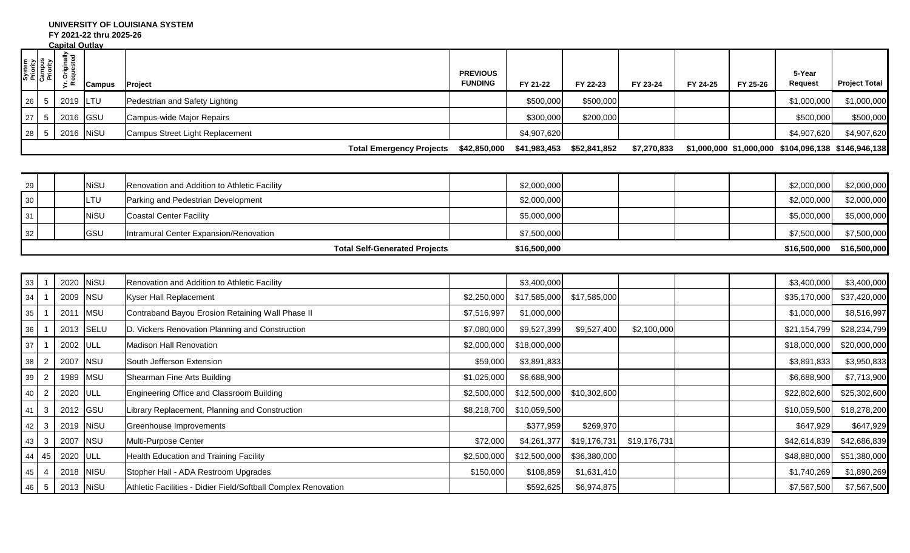**UNIVERSITY OF LOUISIANA SYSTEM**
**FY 2021-22 thru 2025-26**
**Capital Outlay**

| System Priority | Campus Priority | Yr. Originally Requested | Campus | Project | PREVIOUS FUNDING | FY 21-22 | FY 22-23 | FY 23-24 | FY 24-25 | FY 25-26 | 5-Year Request | Project Total |
|---|---|---|---|---|---|---|---|---|---|---|---|---|
| 26 | 5 | 2019 | LTU | Pedestrian and Safety Lighting | | $500,000 | $500,000 | | | | $1,000,000 | $1,000,000 |
| 27 | 5 | 2016 | GSU | Campus-wide Major Repairs | | $300,000 | $200,000 | | | | $500,000 | $500,000 |
| 28 | 5 | 2016 | NiSU | Campus Street Light Replacement | | $4,907,620 | | | | | $4,907,620 | $4,907,620 |
| | | | | **Total Emergency Projects** | **$42,850,000** | **$41,983,453** | **$52,841,852** | **$7,270,833** | **$1,000,000** | **$1,000,000** | **$104,096,138** | **$146,946,138** |
| 29 | | | NiSU | Renovation and Addition to Athletic Facility | | $2,000,000 | | | | | $2,000,000 | $2,000,000 |
| 30 | | | LTU | Parking and Pedestrian Development | | $2,000,000 | | | | | $2,000,000 | $2,000,000 |
| 31 | | | NiSU | Coastal Center Facility | | $5,000,000 | | | | | $5,000,000 | $5,000,000 |
| 32 | | | GSU | Intramural Center Expansion/Renovation | | $7,500,000 | | | | | $7,500,000 | $7,500,000 |
| | | | | **Total Self-Generated Projects** | | **$16,500,000** | | | | | **$16,500,000** | **$16,500,000** |
| 33 | 1 | 2020 | NiSU | Renovation and Addition to Athletic Facility | | $3,400,000 | | | | | $3,400,000 | $3,400,000 |
| 34 | 1 | 2009 | NSU | Kyser Hall Replacement | $2,250,000 | $17,585,000 | $17,585,000 | | | | $35,170,000 | $37,420,000 |
| 35 | 1 | 2011 | MSU | Contraband Bayou Erosion Retaining Wall Phase II | $7,516,997 | $1,000,000 | | | | | $1,000,000 | $8,516,997 |
| 36 | 1 | 2013 | SELU | D. Vickers Renovation Planning and Construction | $7,080,000 | $9,527,399 | $9,527,400 | $2,100,000 | | | $21,154,799 | $28,234,799 |
| 37 | 1 | 2002 | ULL | Madison Hall Renovation | $2,000,000 | $18,000,000 | | | | | $18,000,000 | $20,000,000 |
| 38 | 2 | 2007 | NSU | South Jefferson Extension | $59,000 | $3,891,833 | | | | | $3,891,833 | $3,950,833 |
| 39 | 2 | 1989 | MSU | Shearman Fine Arts Building | $1,025,000 | $6,688,900 | | | | | $6,688,900 | $7,713,900 |
| 40 | 2 | 2020 | ULL | Engineering Office and Classroom Building | $2,500,000 | $12,500,000 | $10,302,600 | | | | $22,802,600 | $25,302,600 |
| 41 | 3 | 2012 | GSU | Library Replacement, Planning and Construction | $8,218,700 | $10,059,500 | | | | | $10,059,500 | $18,278,200 |
| 42 | 3 | 2019 | NiSU | Greenhouse Improvements | | $377,959 | $269,970 | | | | $647,929 | $647,929 |
| 43 | 3 | 2007 | NSU | Multi-Purpose Center | $72,000 | $4,261,377 | $19,176,731 | $19,176,731 | | | $42,614,839 | $42,686,839 |
| 44 | 45 | 2020 | ULL | Health Education and Training Facility | $2,500,000 | $12,500,000 | $36,380,000 | | | | $48,880,000 | $51,380,000 |
| 45 | 4 | 2018 | NiSU | Stopher Hall - ADA Restroom Upgrades | $150,000 | $108,859 | $1,631,410 | | | | $1,740,269 | $1,890,269 |
| 46 | 5 | 2013 | NiSU | Athletic Facilities - Didier Field/Softball Complex Renovation | | $592,625 | $6,974,875 | | | | $7,567,500 | $7,567,500 |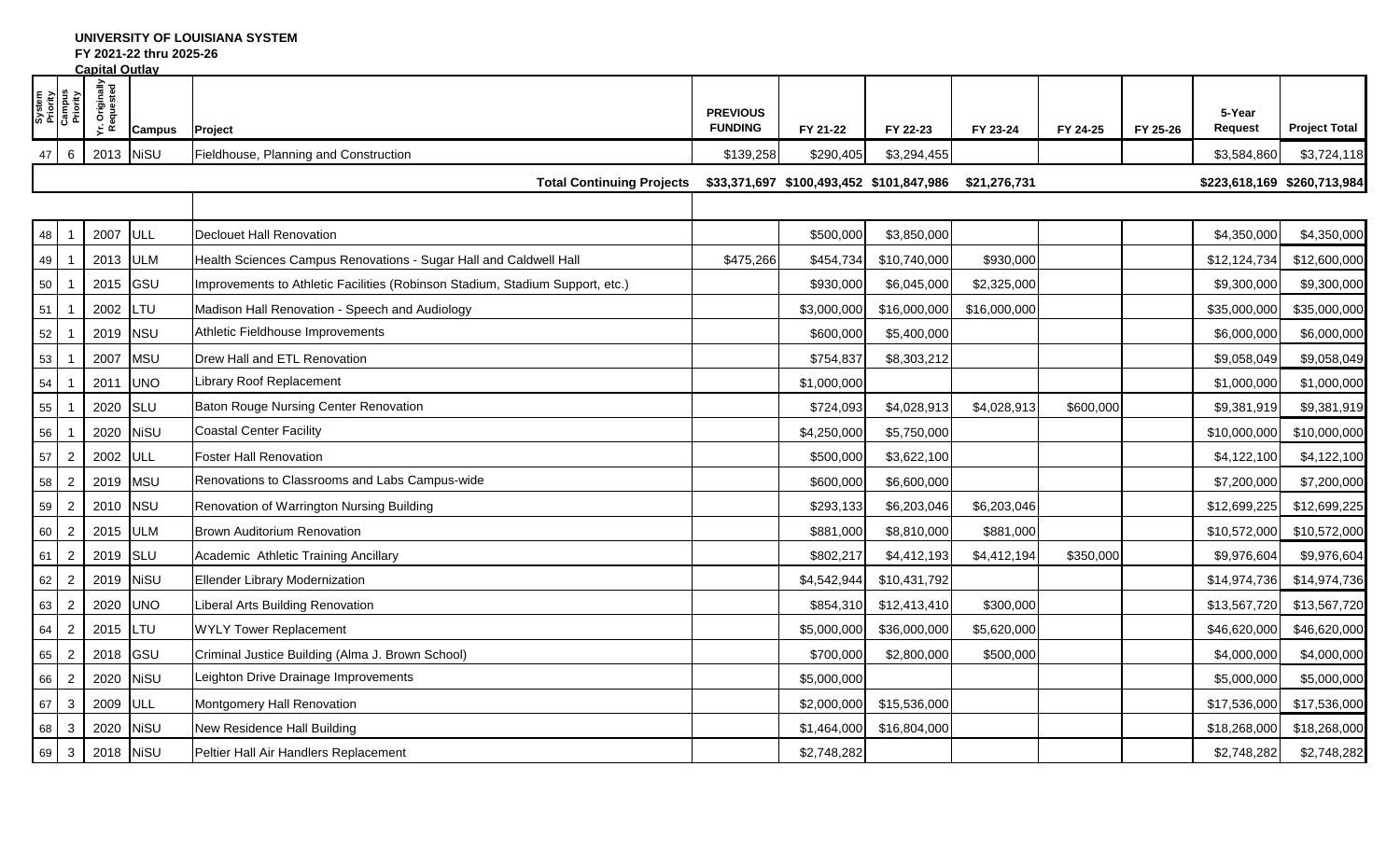**UNIVERSITY OF LOUISIANA SYSTEM**
**FY 2021-22 thru 2025-26**
**Capital Outlay**

| System Priority | Campus Priority | Yr. Originally Requested | Campus | Project | PREVIOUS FUNDING | FY 21-22 | FY 22-23 | FY 23-24 | FY 24-25 | FY 25-26 | 5-Year Request | Project Total |
|---|---|---|---|---|---|---|---|---|---|---|---|---|
| 47 | 6 | 2013 | NiSU | Fieldhouse, Planning and Construction | $139,258 | $290,405 | $3,294,455 | | | | $3,584,860 | $3,724,118 |
| | | | | **Total Continuing Projects** | **$33,371,697** | **$100,493,452** | **$101,847,986** | **$21,276,731** | | | **$223,618,169** | **$260,713,984** |
| | | | | | | | | | | | | |
| 48 | 1 | 2007 | ULL | Declouet Hall Renovation | | $500,000 | $3,850,000 | | | | $4,350,000 | $4,350,000 |
| 49 | 1 | 2013 | ULM | Health Sciences Campus Renovations - Sugar Hall and Caldwell Hall | $475,266 | $454,734 | $10,740,000 | $930,000 | | | $12,124,734 | $12,600,000 |
| 50 | 1 | 2015 | GSU | Improvements to Athletic Facilities (Robinson Stadium, Stadium Support, etc.) | | $930,000 | $6,045,000 | $2,325,000 | | | $9,300,000 | $9,300,000 |
| 51 | 1 | 2002 | LTU | Madison Hall Renovation - Speech and Audiology | | $3,000,000 | $16,000,000 | $16,000,000 | | | $35,000,000 | $35,000,000 |
| 52 | 1 | 2019 | NSU | Athletic Fieldhouse Improvements | | $600,000 | $5,400,000 | | | | $6,000,000 | $6,000,000 |
| 53 | 1 | 2007 | MSU | Drew Hall and ETL Renovation | | $754,837 | $8,303,212 | | | | $9,058,049 | $9,058,049 |
| 54 | 1 | 2011 | UNO | Library Roof Replacement | | $1,000,000 | | | | | $1,000,000 | $1,000,000 |
| 55 | 1 | 2020 | SLU | Baton Rouge Nursing Center Renovation | | $724,093 | $4,028,913 | $4,028,913 | $600,000 | | $9,381,919 | $9,381,919 |
| 56 | 1 | 2020 | NiSU | Coastal Center Facility | | $4,250,000 | $5,750,000 | | | | $10,000,000 | $10,000,000 |
| 57 | 2 | 2002 | ULL | Foster Hall Renovation | | $500,000 | $3,622,100 | | | | $4,122,100 | $4,122,100 |
| 58 | 2 | 2019 | MSU | Renovations to Classrooms and Labs Campus-wide | | $600,000 | $6,600,000 | | | | $7,200,000 | $7,200,000 |
| 59 | 2 | 2010 | NSU | Renovation of Warrington Nursing Building | | $293,133 | $6,203,046 | $6,203,046 | | | $12,699,225 | $12,699,225 |
| 60 | 2 | 2015 | ULM | Brown Auditorium Renovation | | $881,000 | $8,810,000 | $881,000 | | | $10,572,000 | $10,572,000 |
| 61 | 2 | 2019 | SLU | Academic Athletic Training Ancillary | | $802,217 | $4,412,193 | $4,412,194 | $350,000 | | $9,976,604 | $9,976,604 |
| 62 | 2 | 2019 | NiSU | Ellender Library Modernization | | $4,542,944 | $10,431,792 | | | | $14,974,736 | $14,974,736 |
| 63 | 2 | 2020 | UNO | Liberal Arts Building Renovation | | $854,310 | $12,413,410 | $300,000 | | | $13,567,720 | $13,567,720 |
| 64 | 2 | 2015 | LTU | WYLY Tower Replacement | | $5,000,000 | $36,000,000 | $5,620,000 | | | $46,620,000 | $46,620,000 |
| 65 | 2 | 2018 | GSU | Criminal Justice Building (Alma J. Brown School) | | $700,000 | $2,800,000 | $500,000 | | | $4,000,000 | $4,000,000 |
| 66 | 2 | 2020 | NiSU | Leighton Drive Drainage Improvements | | $5,000,000 | | | | | $5,000,000 | $5,000,000 |
| 67 | 3 | 2009 | ULL | Montgomery Hall Renovation | | $2,000,000 | $15,536,000 | | | | $17,536,000 | $17,536,000 |
| 68 | 3 | 2020 | NiSU | New Residence Hall Building | | $1,464,000 | $16,804,000 | | | | $18,268,000 | $18,268,000 |
| 69 | 3 | 2018 | NiSU | Peltier Hall Air Handlers Replacement | | $2,748,282 | | | | | $2,748,282 | $2,748,282 |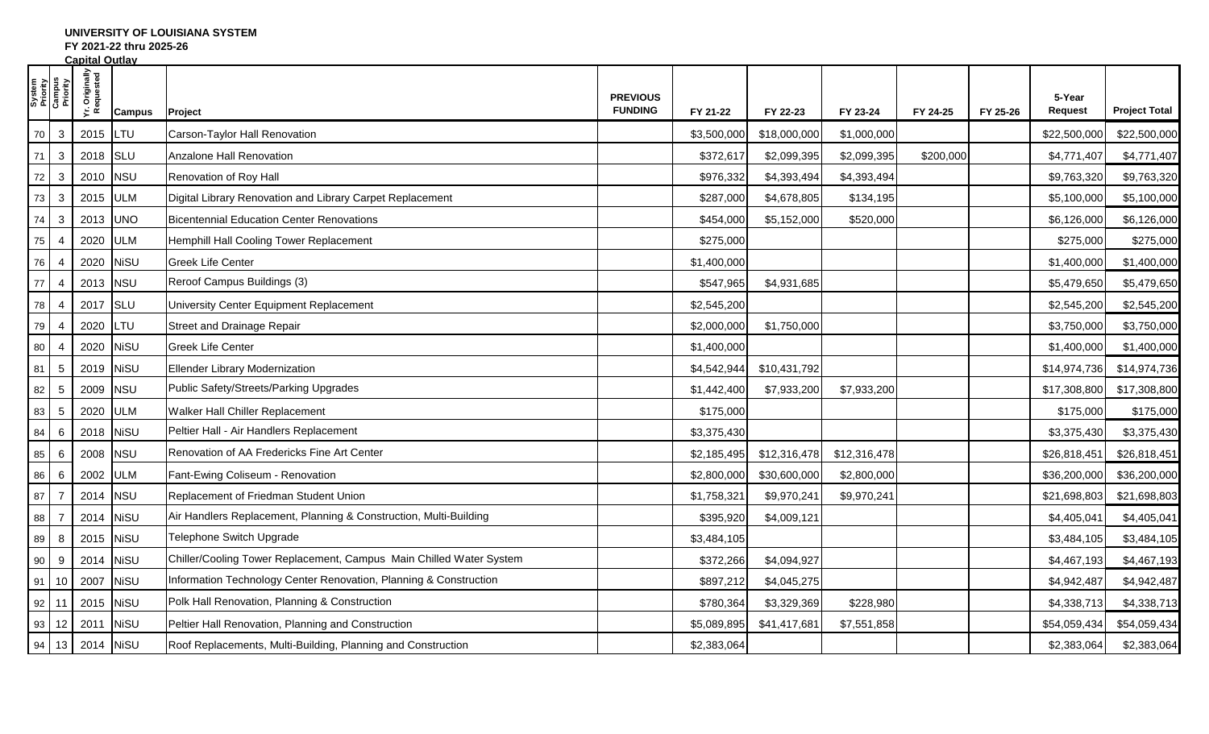**UNIVERSITY OF LOUISIANA SYSTEM**
**FY 2021-22 thru 2025-26**
**Capital Outlay**

| System Priority | Campus Priority | Yr. Originally Requested | Campus | Project | PREVIOUS FUNDING | FY 21-22 | FY 22-23 | FY 23-24 | FY 24-25 | FY 25-26 | 5-Year Request | Project Total |
|---|---|---|---|---|---|---|---|---|---|---|---|---|
| 70 | 3 | 2015 | LTU | Carson-Taylor Hall Renovation | | $3,500,000 | $18,000,000 | $1,000,000 | | | $22,500,000 | $22,500,000 |
| 71 | 3 | 2018 | SLU | Anzalone Hall Renovation | | $372,617 | $2,099,395 | $2,099,395 | $200,000 | | $4,771,407 | $4,771,407 |
| 72 | 3 | 2010 | NSU | Renovation of Roy Hall | | $976,332 | $4,393,494 | $4,393,494 | | | $9,763,320 | $9,763,320 |
| 73 | 3 | 2015 | ULM | Digital Library Renovation and Library Carpet Replacement | | $287,000 | $4,678,805 | $134,195 | | | $5,100,000 | $5,100,000 |
| 74 | 3 | 2013 | UNO | Bicentennial Education Center Renovations | | $454,000 | $5,152,000 | $520,000 | | | $6,126,000 | $6,126,000 |
| 75 | 4 | 2020 | ULM | Hemphill Hall Cooling Tower Replacement | | $275,000 | | | | | $275,000 | $275,000 |
| 76 | 4 | 2020 | NiSU | Greek Life Center | | $1,400,000 | | | | | $1,400,000 | $1,400,000 |
| 77 | 4 | 2013 | NSU | Reroof Campus Buildings (3) | | $547,965 | $4,931,685 | | | | $5,479,650 | $5,479,650 |
| 78 | 4 | 2017 | SLU | University Center Equipment Replacement | | $2,545,200 | | | | | $2,545,200 | $2,545,200 |
| 79 | 4 | 2020 | LTU | Street and Drainage Repair | | $2,000,000 | $1,750,000 | | | | $3,750,000 | $3,750,000 |
| 80 | 4 | 2020 | NiSU | Greek Life Center | | $1,400,000 | | | | | $1,400,000 | $1,400,000 |
| 81 | 5 | 2019 | NiSU | Ellender Library Modernization | | $4,542,944 | $10,431,792 | | | | $14,974,736 | $14,974,736 |
| 82 | 5 | 2009 | NSU | Public Safety/Streets/Parking Upgrades | | $1,442,400 | $7,933,200 | $7,933,200 | | | $17,308,800 | $17,308,800 |
| 83 | 5 | 2020 | ULM | Walker Hall Chiller Replacement | | $175,000 | | | | | $175,000 | $175,000 |
| 84 | 6 | 2018 | NiSU | Peltier Hall - Air Handlers Replacement | | $3,375,430 | | | | | $3,375,430 | $3,375,430 |
| 85 | 6 | 2008 | NSU | Renovation of AA Fredericks Fine Art Center | | $2,185,495 | $12,316,478 | $12,316,478 | | | $26,818,451 | $26,818,451 |
| 86 | 6 | 2002 | ULM | Fant-Ewing Coliseum - Renovation | | $2,800,000 | $30,600,000 | $2,800,000 | | | $36,200,000 | $36,200,000 |
| 87 | 7 | 2014 | NSU | Replacement of Friedman Student Union | | $1,758,321 | $9,970,241 | $9,970,241 | | | $21,698,803 | $21,698,803 |
| 88 | 7 | 2014 | NiSU | Air Handlers Replacement, Planning & Construction, Multi-Building | | $395,920 | $4,009,121 | | | | $4,405,041 | $4,405,041 |
| 89 | 8 | 2015 | NiSU | Telephone Switch Upgrade | | $3,484,105 | | | | | $3,484,105 | $3,484,105 |
| 90 | 9 | 2014 | NiSU | Chiller/Cooling Tower Replacement, Campus Main Chilled Water System | | $372,266 | $4,094,927 | | | | $4,467,193 | $4,467,193 |
| 91 | 10 | 2007 | NiSU | Information Technology Center Renovation, Planning & Construction | | $897,212 | $4,045,275 | | | | $4,942,487 | $4,942,487 |
| 92 | 11 | 2015 | NiSU | Polk Hall Renovation, Planning & Construction | | $780,364 | $3,329,369 | $228,980 | | | $4,338,713 | $4,338,713 |
| 93 | 12 | 2011 | NiSU | Peltier Hall Renovation, Planning and Construction | | $5,089,895 | $41,417,681 | $7,551,858 | | | $54,059,434 | $54,059,434 |
| 94 | 13 | 2014 | NiSU | Roof Replacements, Multi-Building, Planning and Construction | | $2,383,064 | | | | | $2,383,064 | $2,383,064 |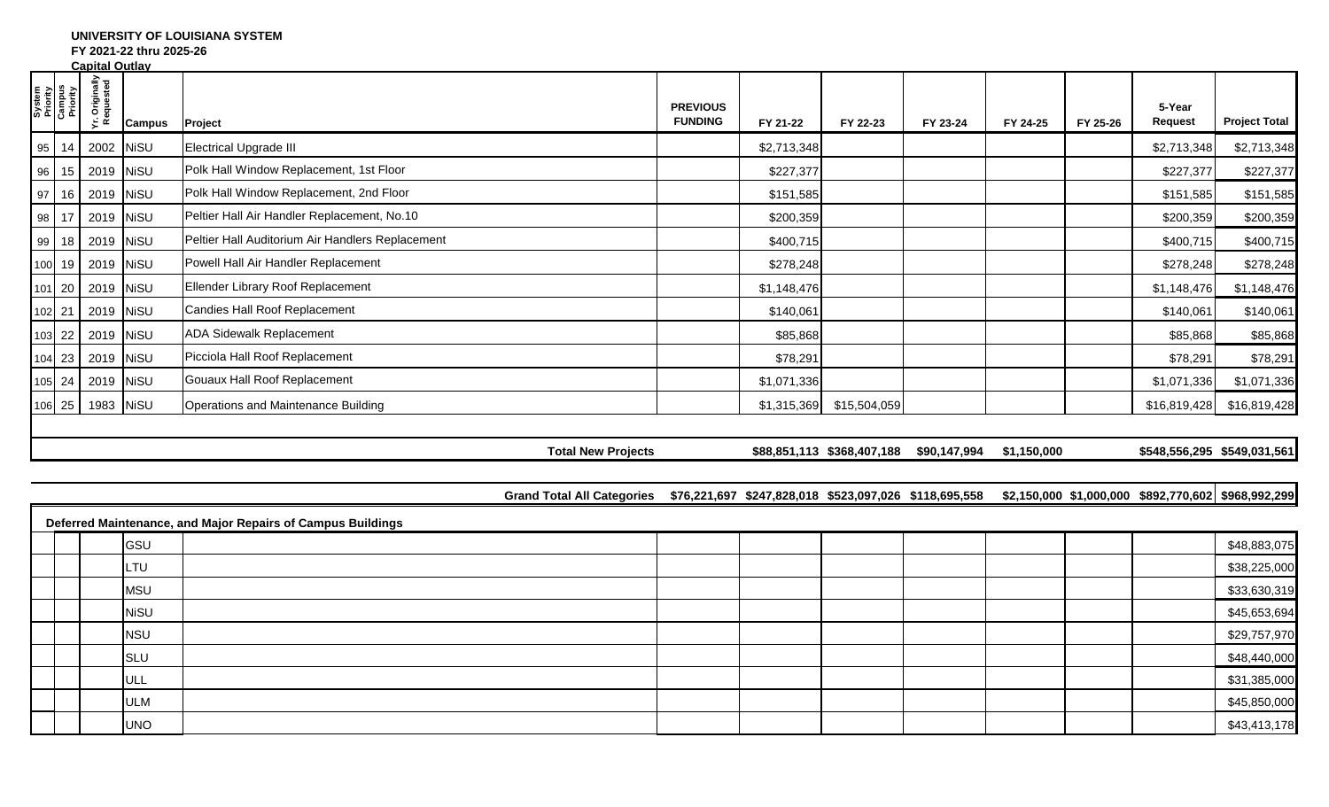**UNIVERSITY OF LOUISIANA SYSTEM**
**FY 2021-22 thru 2025-26**
**Capital Outlay**

| System Priority | Campus Priority | Yr. Originally Requested | Campus | Project | PREVIOUS FUNDING | FY 21-22 | FY 22-23 | FY 23-24 | FY 24-25 | FY 25-26 | 5-Year Request | Project Total |
|---|---|---|---|---|---|---|---|---|---|---|---|---|
| 95 | 14 | 2002 | NiSU | Electrical Upgrade III | | $2,713,348 | | | | | $2,713,348 | $2,713,348 |
| 96 | 15 | 2019 | NiSU | Polk Hall Window Replacement, 1st Floor | | $227,377 | | | | | $227,377 | $227,377 |
| 97 | 16 | 2019 | NiSU | Polk Hall Window Replacement, 2nd Floor | | $151,585 | | | | | $151,585 | $151,585 |
| 98 | 17 | 2019 | NiSU | Peltier Hall Air Handler Replacement, No.10 | | $200,359 | | | | | $200,359 | $200,359 |
| 99 | 18 | 2019 | NiSU | Peltier Hall Auditorium Air Handlers Replacement | | $400,715 | | | | | $400,715 | $400,715 |
| 100 | 19 | 2019 | NiSU | Powell Hall Air Handler Replacement | | $278,248 | | | | | $278,248 | $278,248 |
| 101 | 20 | 2019 | NiSU | Ellender Library Roof Replacement | | $1,148,476 | | | | | $1,148,476 | $1,148,476 |
| 102 | 21 | 2019 | NiSU | Candies Hall Roof Replacement | | $140,061 | | | | | $140,061 | $140,061 |
| 103 | 22 | 2019 | NiSU | ADA Sidewalk Replacement | | $85,868 | | | | | $85,868 | $85,868 |
| 104 | 23 | 2019 | NiSU | Picciola Hall Roof Replacement | | $78,291 | | | | | $78,291 | $78,291 |
| 105 | 24 | 2019 | NiSU | Gouaux Hall Roof Replacement | | $1,071,336 | | | | | $1,071,336 | $1,071,336 |
| 106 | 25 | 1983 | NiSU | Operations and Maintenance Building | | $1,315,369 | $15,504,059 | | | | $16,819,428 | $16,819,428 |
| | | | | **Total New Projects** | | **$88,851,113** | **$368,407,188** | **$90,147,994** | **$1,150,000** | | **$548,556,295** | **$549,031,561** |
| | | | | **Grand Total All Categories** | **$76,221,697** | **$247,828,018** | **$523,097,026** | **$118,695,558** | **$2,150,000** | **$1,000,000** | **$892,770,602** | **$968,992,299** |

| | | | | Deferred Maintenance, and Major Repairs of Campus Buildings | | | | | | | | Project Total |
|---|---|---|---|---|---|---|---|---|---|---|---|---|
| | | | GSU | | | | | | | | | $48,883,075 |
| | | | LTU | | | | | | | | | $38,225,000 |
| | | | MSU | | | | | | | | | $33,630,319 |
| | | | NiSU | | | | | | | | | $45,653,694 |
| | | | NSU | | | | | | | | | $29,757,970 |
| | | | SLU | | | | | | | | | $48,440,000 |
| | | | ULL | | | | | | | | | $31,385,000 |
| | | | ULM | | | | | | | | | $45,850,000 |
| | | | UNO | | | | | | | | | $43,413,178 |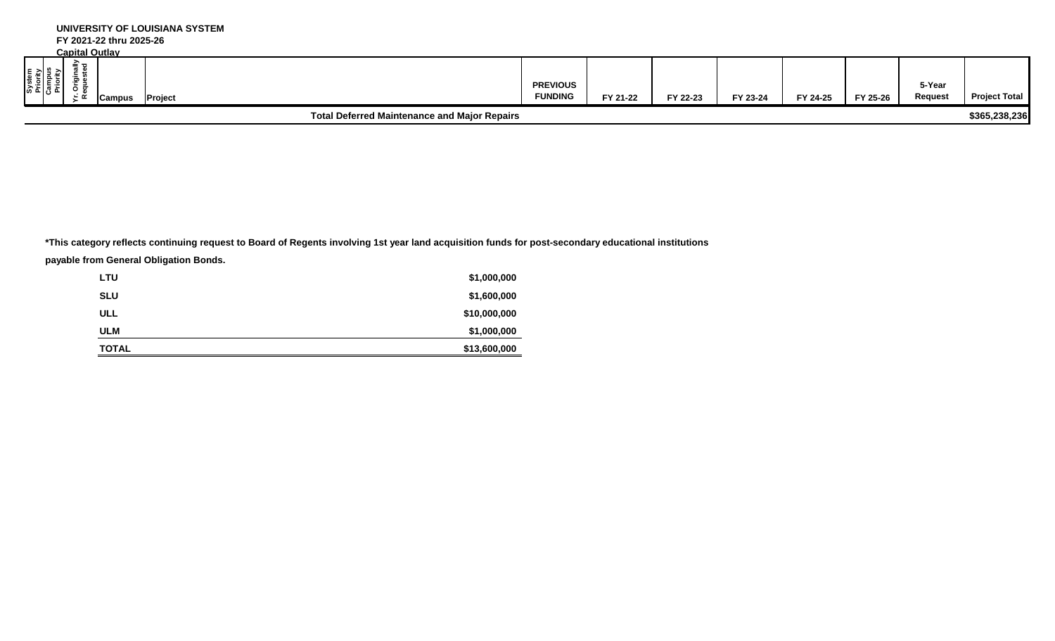**UNIVERSITY OF LOUISIANA SYSTEM**
**FY 2021-22 thru 2025-26**
**Capital Outlay**

| System Priority | Campus Priority | Yr. Originally Requested | Campus | Project | PREVIOUS FUNDING | FY 21-22 | FY 22-23 | FY 23-24 | FY 24-25 | FY 25-26 | 5-Year Request | Project Total |
|---|---|---|---|---|---|---|---|---|---|---|---|---|
| | | | | **Total Deferred Maintenance and Major Repairs** | | | | | | | | **$365,238,236** |

**\*This category reflects continuing request to Board of Regents involving 1st year land acquisition funds for post-secondary educational institutions payable from General Obligation Bonds.**

| | |
|---|---|
| **LTU** | **$1,000,000** |
| **SLU** | **$1,600,000** |
| **ULL** | **$10,000,000** |
| **ULM** | **$1,000,000** |
| **TOTAL** | **$13,600,000** |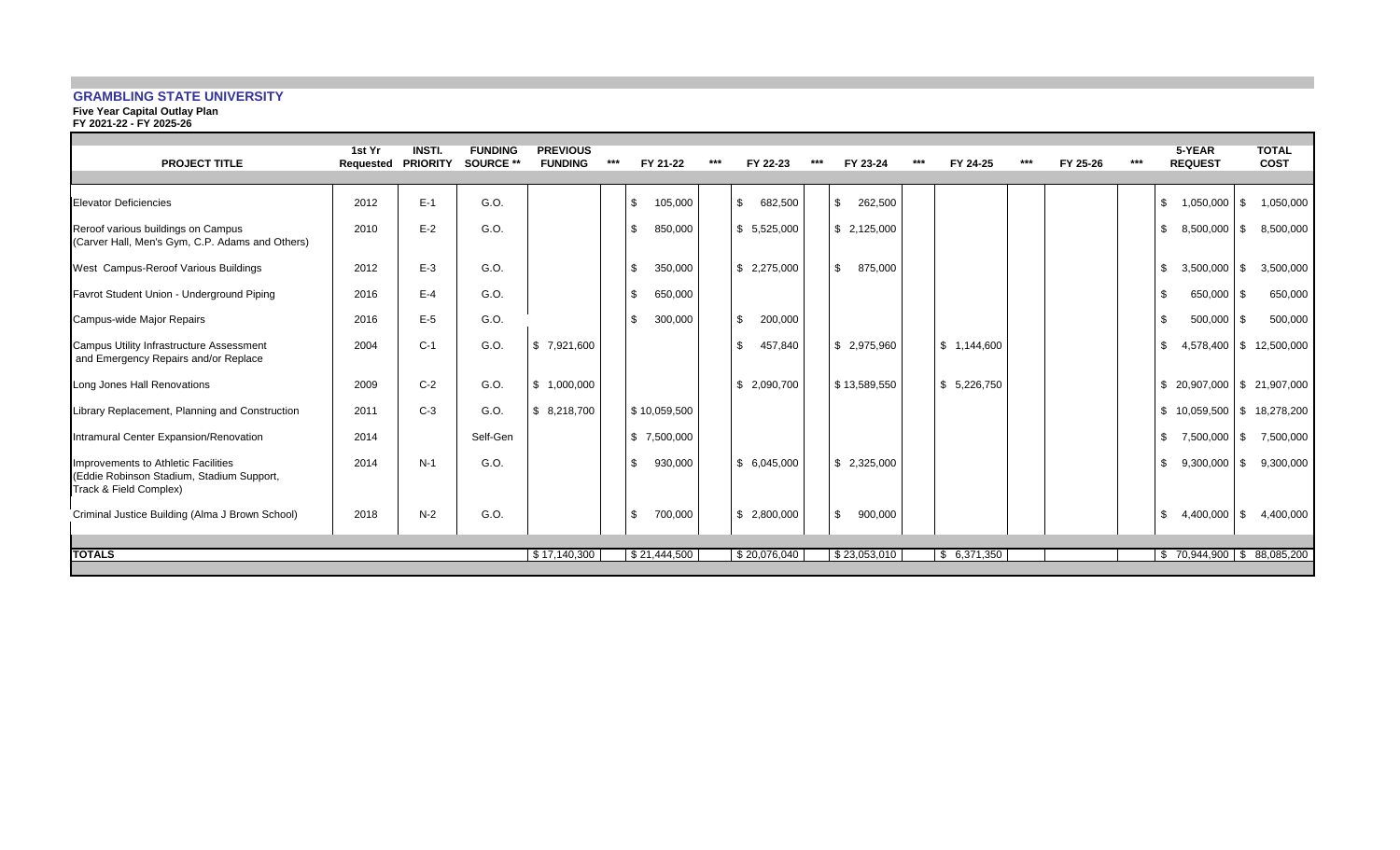**GRAMBLING STATE UNIVERSITY**

**Five Year Capital Outlay Plan**
**FY 2021-22 - FY 2025-26**

| PROJECT TITLE | 1st Yr Requested | INSTI. PRIORITY | FUNDING SOURCE ** | PREVIOUS FUNDING | *** | FY 21-22 | *** | FY 22-23 | *** | FY 23-24 | *** | FY 24-25 | *** | FY 25-26 | *** | 5-YEAR REQUEST | TOTAL COST |
|---|---|---|---|---|---|---|---|---|---|---|---|---|---|---|---|---|---|
| Elevator Deficiencies | 2012 | E-1 | G.O. | | | $ 105,000 | | $ 682,500 | | $ 262,500 | | | | | | $ 1,050,000 | $ 1,050,000 |
| Reroof various buildings on Campus (Carver Hall, Men's Gym, C.P. Adams and Others) | 2010 | E-2 | G.O. | | | $ 850,000 | | $ 5,525,000 | | $ 2,125,000 | | | | | | $ 8,500,000 | $ 8,500,000 |
| West Campus-Reroof Various Buildings | 2012 | E-3 | G.O. | | | $ 350,000 | | $ 2,275,000 | | $ 875,000 | | | | | | $ 3,500,000 | $ 3,500,000 |
| Favrot Student Union - Underground Piping | 2016 | E-4 | G.O. | | | $ 650,000 | | | | | | | | | | $ 650,000 | $ 650,000 |
| Campus-wide Major Repairs | 2016 | E-5 | G.O. | | | $ 300,000 | | $ 200,000 | | | | | | | | $ 500,000 | $ 500,000 |
| Campus Utility Infrastructure Assessment and Emergency Repairs and/or Replace | 2004 | C-1 | G.O. | $ 7,921,600 | | | | $ 457,840 | | $ 2,975,960 | | $ 1,144,600 | | | | $ 4,578,400 | $ 12,500,000 |
| Long Jones Hall Renovations | 2009 | C-2 | G.O. | $ 1,000,000 | | | | $ 2,090,700 | | $ 13,589,550 | | $ 5,226,750 | | | | $ 20,907,000 | $ 21,907,000 |
| Library Replacement, Planning and Construction | 2011 | C-3 | G.O. | $ 8,218,700 | | $ 10,059,500 | | | | | | | | | | $ 10,059,500 | $ 18,278,200 |
| Intramural Center Expansion/Renovation | 2014 | | Self-Gen | | | $ 7,500,000 | | | | | | | | | | $ 7,500,000 | $ 7,500,000 |
| Improvements to Athletic Facilities (Eddie Robinson Stadium, Stadium Support, Track & Field Complex) | 2014 | N-1 | G.O. | | | $ 930,000 | | $ 6,045,000 | | $ 2,325,000 | | | | | | $ 9,300,000 | $ 9,300,000 |
| Criminal Justice Building (Alma J Brown School) | 2018 | N-2 | G.O. | | | $ 700,000 | | $ 2,800,000 | | $ 900,000 | | | | | | $ 4,400,000 | $ 4,400,000 |
| **TOTALS** | | | | $ 17,140,300 | | $ 21,444,500 | | $ 20,076,040 | | $ 23,053,010 | | $ 6,371,350 | | | | $ 70,944,900 | $ 88,085,200 |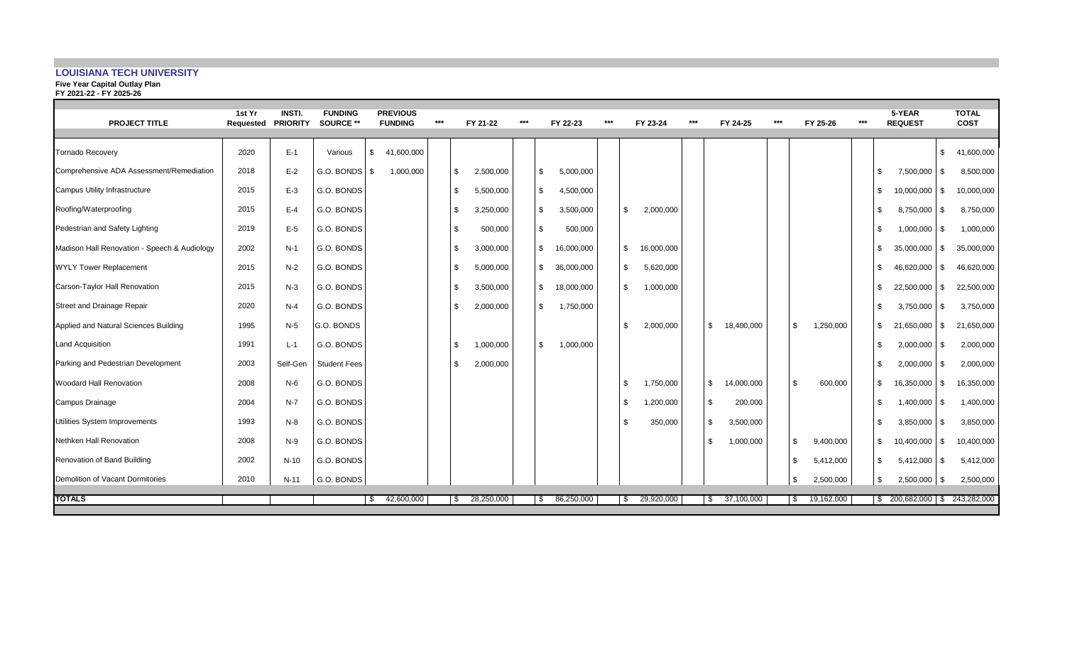**LOUISIANA TECH UNIVERSITY**

**Five Year Capital Outlay Plan**

**FY 2021-22 - FY 2025-26**

| PROJECT TITLE | 1st Yr Requested | INSTI. PRIORITY | FUNDING SOURCE ** | PREVIOUS FUNDING | *** | FY 21-22 | *** | FY 22-23 | *** | FY 23-24 | *** | FY 24-25 | *** | FY 25-26 | *** | 5-YEAR REQUEST | TOTAL COST |
|---|---|---|---|---|---|---|---|---|---|---|---|---|---|---|---|---|---|
| Tornado Recovery | 2020 | E-1 | Various | $ 41,600,000 | | | | | | | | | | | | | $ 41,600,000 |
| Comprehensive ADA Assessment/Remediation | 2018 | E-2 | G.O. BONDS | $ 1,000,000 | | $ 2,500,000 | | $ 5,000,000 | | | | | | | | $ 7,500,000 | $ 8,500,000 |
| Campus Utility Infrastructure | 2015 | E-3 | G.O. BONDS | | | $ 5,500,000 | | $ 4,500,000 | | | | | | | | $ 10,000,000 | $ 10,000,000 |
| Roofing/Waterproofing | 2015 | E-4 | G.O. BONDS | | | $ 3,250,000 | | $ 3,500,000 | | $ 2,000,000 | | | | | | $ 8,750,000 | $ 8,750,000 |
| Pedestrian and Safety Lighting | 2019 | E-5 | G.O. BONDS | | | $ 500,000 | | $ 500,000 | | | | | | | | $ 1,000,000 | $ 1,000,000 |
| Madison Hall Renovation - Speech & Audiology | 2002 | N-1 | G.O. BONDS | | | $ 3,000,000 | | $ 16,000,000 | | $ 16,000,000 | | | | | | $ 35,000,000 | $ 35,000,000 |
| WYLY Tower Replacement | 2015 | N-2 | G.O. BONDS | | | $ 5,000,000 | | $ 36,000,000 | | $ 5,620,000 | | | | | | $ 46,620,000 | $ 46,620,000 |
| Carson-Taylor Hall Renovation | 2015 | N-3 | G.O. BONDS | | | $ 3,500,000 | | $ 18,000,000 | | $ 1,000,000 | | | | | | $ 22,500,000 | $ 22,500,000 |
| Street and Drainage Repair | 2020 | N-4 | G.O. BONDS | | | $ 2,000,000 | | $ 1,750,000 | | | | | | | | $ 3,750,000 | $ 3,750,000 |
| Applied and Natural Sciences Building | 1995 | N-5 | G.O. BONDS | | | | | | | $ 2,000,000 | | $ 18,400,000 | | $ 1,250,000 | | $ 21,650,000 | $ 21,650,000 |
| Land Acquisition | 1991 | L-1 | G.O. BONDS | | | $ 1,000,000 | | $ 1,000,000 | | | | | | | | $ 2,000,000 | $ 2,000,000 |
| Parking and Pedestrian Development | 2003 | Self-Gen | Student Fees | | | $ 2,000,000 | | | | | | | | | | $ 2,000,000 | $ 2,000,000 |
| Woodard Hall Renovation | 2008 | N-6 | G.O. BONDS | | | | | | | $ 1,750,000 | | $ 14,000,000 | | $ 600,000 | | $ 16,350,000 | $ 16,350,000 |
| Campus Drainage | 2004 | N-7 | G.O. BONDS | | | | | | | $ 1,200,000 | | $ 200,000 | | | | $ 1,400,000 | $ 1,400,000 |
| Utilities System Improvements | 1993 | N-8 | G.O. BONDS | | | | | | | $ 350,000 | | $ 3,500,000 | | | | $ 3,850,000 | $ 3,850,000 |
| Nethken Hall Renovation | 2008 | N-9 | G.O. BONDS | | | | | | | | | $ 1,000,000 | | $ 9,400,000 | | $ 10,400,000 | $ 10,400,000 |
| Renovation of Band Building | 2002 | N-10 | G.O. BONDS | | | | | | | | | | | $ 5,412,000 | | $ 5,412,000 | $ 5,412,000 |
| Demolition of Vacant Dormitories | 2010 | N-11 | G.O. BONDS | | | | | | | | | | | $ 2,500,000 | | $ 2,500,000 | $ 2,500,000 |
| **TOTALS** | | | | $ 42,600,000 | | $ 28,250,000 | | $ 86,250,000 | | $ 29,920,000 | | $ 37,100,000 | | $ 19,162,000 | | $ 200,682,000 | $ 243,282,000 |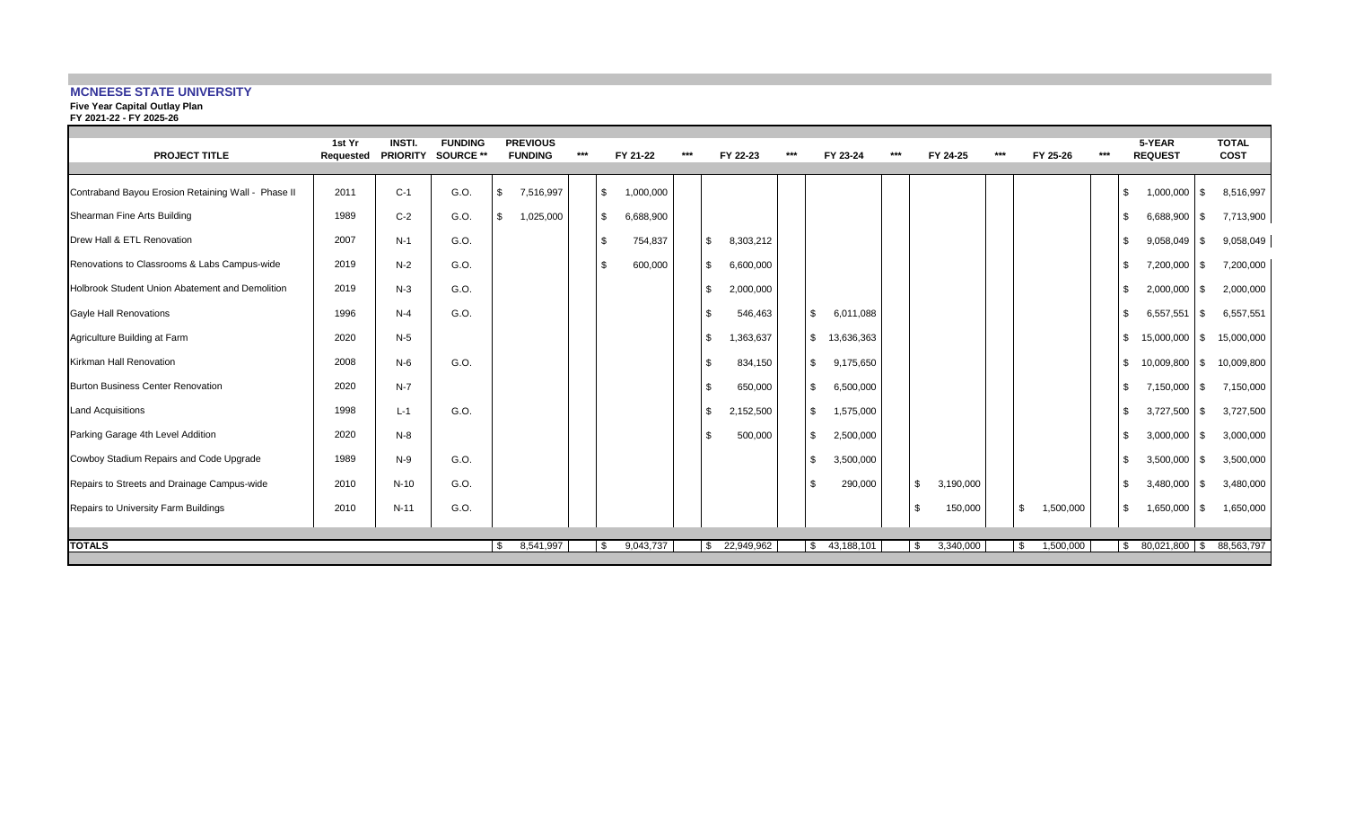## MCNEESE STATE UNIVERSITY

**Five Year Capital Outlay Plan**
**FY 2021-22 - FY 2025-26**

| PROJECT TITLE | 1st Yr Requested | INSTI. PRIORITY | FUNDING SOURCE ** | PREVIOUS FUNDING | *** | FY 21-22 | *** | FY 22-23 | *** | FY 23-24 | *** | FY 24-25 | *** | FY 25-26 | *** | 5-YEAR REQUEST | TOTAL COST |
|---|---|---|---|---|---|---|---|---|---|---|---|---|---|---|---|---|---|
| Contraband Bayou Erosion Retaining Wall - Phase II | 2011 | C-1 | G.O. | $ 7,516,997 | | $ 1,000,000 | | | | | | | | | | $ 1,000,000 | $ 8,516,997 |
| Shearman Fine Arts Building | 1989 | C-2 | G.O. | $ 1,025,000 | | $ 6,688,900 | | | | | | | | | | $ 6,688,900 | $ 7,713,900 |
| Drew Hall & ETL Renovation | 2007 | N-1 | G.O. | | | $ 754,837 | | $ 8,303,212 | | | | | | | | $ 9,058,049 | $ 9,058,049 |
| Renovations to Classrooms & Labs Campus-wide | 2019 | N-2 | G.O. | | | $ 600,000 | | $ 6,600,000 | | | | | | | | $ 7,200,000 | $ 7,200,000 |
| Holbrook Student Union Abatement and Demolition | 2019 | N-3 | G.O. | | | | | $ 2,000,000 | | | | | | | | $ 2,000,000 | $ 2,000,000 |
| Gayle Hall Renovations | 1996 | N-4 | G.O. | | | | | $ 546,463 | | $ 6,011,088 | | | | | | $ 6,557,551 | $ 6,557,551 |
| Agriculture Building at Farm | 2020 | N-5 | | | | | | $ 1,363,637 | | $ 13,636,363 | | | | | | $ 15,000,000 | $ 15,000,000 |
| Kirkman Hall Renovation | 2008 | N-6 | G.O. | | | | | $ 834,150 | | $ 9,175,650 | | | | | | $ 10,009,800 | $ 10,009,800 |
| Burton Business Center Renovation | 2020 | N-7 | | | | | | $ 650,000 | | $ 6,500,000 | | | | | | $ 7,150,000 | $ 7,150,000 |
| Land Acquisitions | 1998 | L-1 | G.O. | | | | | $ 2,152,500 | | $ 1,575,000 | | | | | | $ 3,727,500 | $ 3,727,500 |
| Parking Garage 4th Level Addition | 2020 | N-8 | | | | | | $ 500,000 | | $ 2,500,000 | | | | | | $ 3,000,000 | $ 3,000,000 |
| Cowboy Stadium Repairs and Code Upgrade | 1989 | N-9 | G.O. | | | | | | | $ 3,500,000 | | | | | | $ 3,500,000 | $ 3,500,000 |
| Repairs to Streets and Drainage Campus-wide | 2010 | N-10 | G.O. | | | | | | | $ 290,000 | | $ 3,190,000 | | | | $ 3,480,000 | $ 3,480,000 |
| Repairs to University Farm Buildings | 2010 | N-11 | G.O. | | | | | | | | | $ 150,000 | | $ 1,500,000 | | $ 1,650,000 | $ 1,650,000 |
| **TOTALS** | | | | $ 8,541,997 | | $ 9,043,737 | | $ 22,949,962 | | $ 43,188,101 | | $ 3,340,000 | | $ 1,500,000 | | $ 80,021,800 | $ 88,563,797 |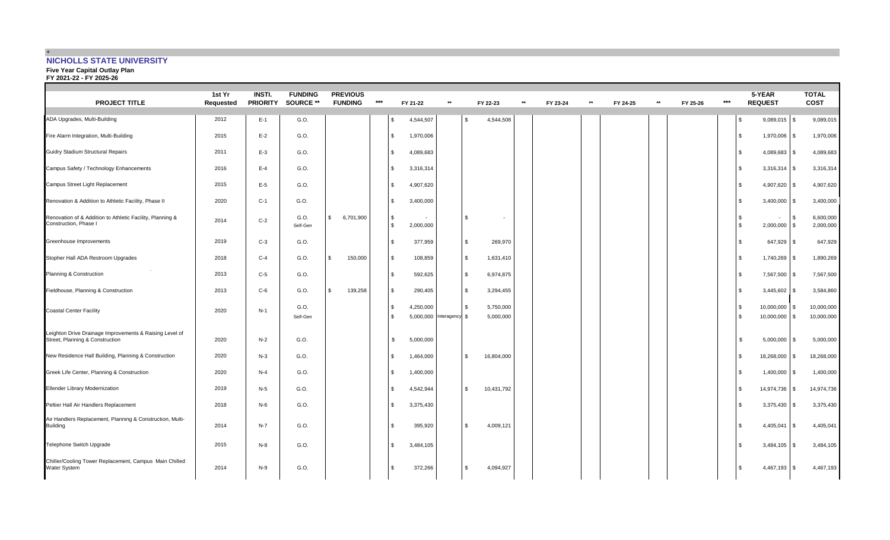## NICHOLLS STATE UNIVERSITY

**Five Year Capital Outlay Plan**
**FY 2021-22 - FY 2025-26**

| PROJECT TITLE | 1st Yr Requested | INSTI. PRIORITY | FUNDING SOURCE ** | PREVIOUS FUNDING | *** | FY 21-22 | ** | FY 22-23 | ** | FY 23-24 | ** | FY 24-25 | ** | FY 25-26 | *** | 5-YEAR REQUEST | TOTAL COST |
|---|---|---|---|---|---|---|---|---|---|---|---|---|---|---|---|---|---|
| ADA Upgrades, Multi-Building | 2012 | E-1 | G.O. | | | $ 4,544,507 | | $ 4,544,508 | | | | | | | | $ 9,089,015 | $ 9,089,015 |
| Fire Alarm Integration, Multi-Building | 2015 | E-2 | G.O. | | | $ 1,970,006 | | | | | | | | | | $ 1,970,006 | $ 1,970,006 |
| Guidry Stadium Structural Repairs | 2011 | E-3 | G.O. | | | $ 4,089,683 | | | | | | | | | | $ 4,089,683 | $ 4,089,683 |
| Campus Safety / Technology Enhancements | 2016 | E-4 | G.O. | | | $ 3,316,314 | | | | | | | | | | $ 3,316,314 | $ 3,316,314 |
| Campus Street Light Replacement | 2015 | E-5 | G.O. | | | $ 4,907,620 | | | | | | | | | | $ 4,907,620 | $ 4,907,620 |
| Renovation & Addition to Athletic Facility, Phase II | 2020 | C-1 | G.O. | | | $ 3,400,000 | | | | | | | | | | $ 3,400,000 | $ 3,400,000 |
| Renovation of & Addition to Athletic Facility, Planning & Construction, Phase I | 2014 | C-2 | G.O. | $ 6,701,900 | | $ - | | $ - | | | | | | | | $ - | $ 6,600,000 |
| | | | Self-Gen | | | $ 2,000,000 | | | | | | | | | | $ 2,000,000 | $ 2,000,000 |
| Greenhouse Improvements | 2019 | C-3 | G.O. | | | $ 377,959 | | $ 269,970 | | | | | | | | $ 647,929 | $ 647,929 |
| Stopher Hall ADA Restroom Upgrades | 2018 | C-4 | G.O. | $ 150,000 | | $ 108,859 | | $ 1,631,410 | | | | | | | | $ 1,740,269 | $ 1,890,269 |
| Planning & Construction | 2013 | C-5 | G.O. | | | $ 592,625 | | $ 6,974,875 | | | | | | | | $ 7,567,500 | $ 7,567,500 |
| Fieldhouse, Planning & Construction | 2013 | C-6 | G.O. | $ 139,258 | | $ 290,405 | | $ 3,294,455 | | | | | | | | $ 3,445,602 | $ 3,584,860 |
| Coastal Center Facility | 2020 | N-1 | G.O. | | | $ 4,250,000 | | $ 5,750,000 | | | | | | | | $ 10,000,000 | $ 10,000,000 |
| | | | Self-Gen | | | $ 5,000,000 | Interagency | $ 5,000,000 | | | | | | | | $ 10,000,000 | $ 10,000,000 |
| Leighton Drive Drainage Improvements & Raising Level of Street, Planning & Construction | 2020 | N-2 | G.O. | | | $ 5,000,000 | | | | | | | | | | $ 5,000,000 | $ 5,000,000 |
| New Residence Hall Building, Planning & Construction | 2020 | N-3 | G.O. | | | $ 1,464,000 | | $ 16,804,000 | | | | | | | | $ 18,268,000 | $ 18,268,000 |
| Greek Life Center, Planning & Construction | 2020 | N-4 | G.O. | | | $ 1,400,000 | | | | | | | | | | $ 1,400,000 | $ 1,400,000 |
| Ellender Library Modernization | 2019 | N-5 | G.O. | | | $ 4,542,944 | | $ 10,431,792 | | | | | | | | $ 14,974,736 | $ 14,974,736 |
| Peltier Hall Air Handlers Replacement | 2018 | N-6 | G.O. | | | $ 3,375,430 | | | | | | | | | | $ 3,375,430 | $ 3,375,430 |
| Air Handlers Replacement, Planning & Construction, Multi-Building | 2014 | N-7 | G.O. | | | $ 395,920 | | $ 4,009,121 | | | | | | | | $ 4,405,041 | $ 4,405,041 |
| Telephone Switch Upgrade | 2015 | N-8 | G.O. | | | $ 3,484,105 | | | | | | | | | | $ 3,484,105 | $ 3,484,105 |
| Chiller/Cooling Tower Replacement, Campus Main Chilled Water System | 2014 | N-9 | G.O. | | | $ 372,266 | | $ 4,094,927 | | | | | | | | $ 4,467,193 | $ 4,467,193 |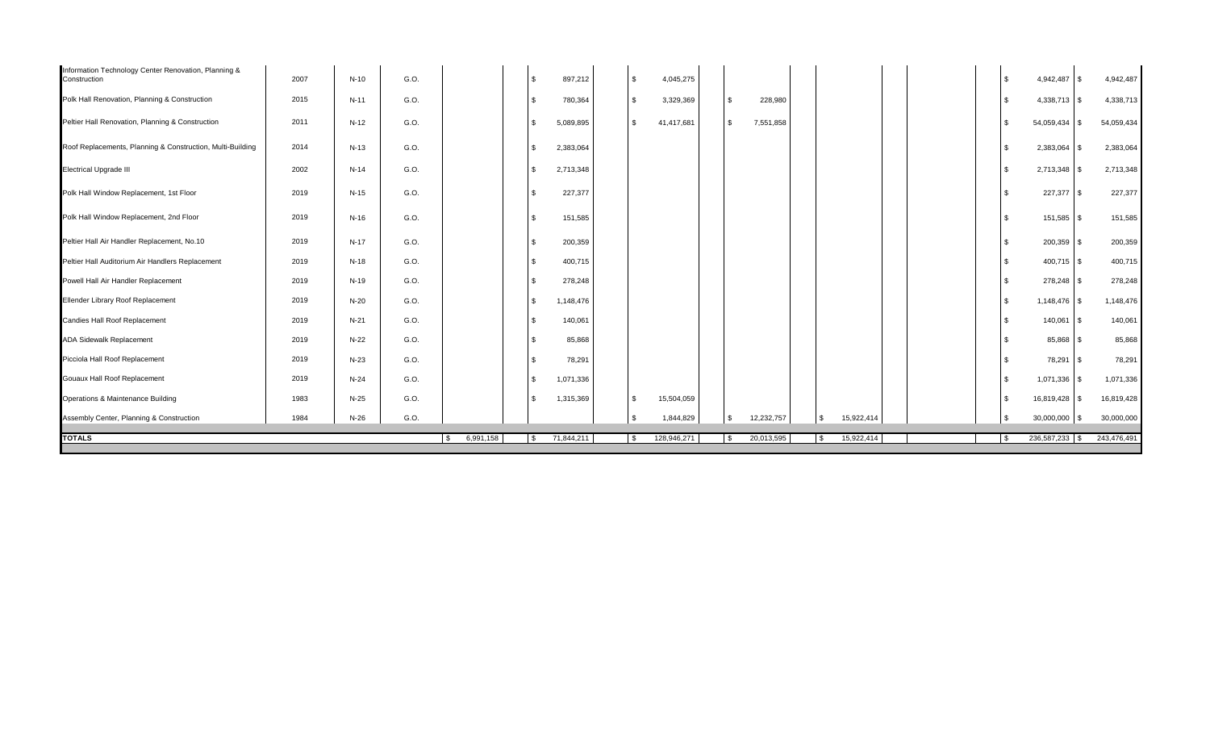| | | | | | | | | | | | | |
|---|---|---|---|---|---|---|---|---|---|---|---|---|
| Information Technology Center Renovation, Planning & Construction | 2007 | N-10 | G.O. | | $ 897,212 | $ 4,045,275 | | | | | $ 4,942,487 | $ 4,942,487 |
| Polk Hall Renovation, Planning & Construction | 2015 | N-11 | G.O. | | $ 780,364 | $ 3,329,369 | $ 228,980 | | | | $ 4,338,713 | $ 4,338,713 |
| Peltier Hall Renovation, Planning & Construction | 2011 | N-12 | G.O. | | $ 5,089,895 | $ 41,417,681 | $ 7,551,858 | | | | $ 54,059,434 | $ 54,059,434 |
| Roof Replacements, Planning & Construction, Multi-Building | 2014 | N-13 | G.O. | | $ 2,383,064 | | | | | | $ 2,383,064 | $ 2,383,064 |
| Electrical Upgrade III | 2002 | N-14 | G.O. | | $ 2,713,348 | | | | | | $ 2,713,348 | $ 2,713,348 |
| Polk Hall Window Replacement, 1st Floor | 2019 | N-15 | G.O. | | $ 227,377 | | | | | | $ 227,377 | $ 227,377 |
| Polk Hall Window Replacement, 2nd Floor | 2019 | N-16 | G.O. | | $ 151,585 | | | | | | $ 151,585 | $ 151,585 |
| Peltier Hall Air Handler Replacement, No.10 | 2019 | N-17 | G.O. | | $ 200,359 | | | | | | $ 200,359 | $ 200,359 |
| Peltier Hall Auditorium Air Handlers Replacement | 2019 | N-18 | G.O. | | $ 400,715 | | | | | | $ 400,715 | $ 400,715 |
| Powell Hall Air Handler Replacement | 2019 | N-19 | G.O. | | $ 278,248 | | | | | | $ 278,248 | $ 278,248 |
| Ellender Library Roof Replacement | 2019 | N-20 | G.O. | | $ 1,148,476 | | | | | | $ 1,148,476 | $ 1,148,476 |
| Candies Hall Roof Replacement | 2019 | N-21 | G.O. | | $ 140,061 | | | | | | $ 140,061 | $ 140,061 |
| ADA Sidewalk Replacement | 2019 | N-22 | G.O. | | $ 85,868 | | | | | | $ 85,868 | $ 85,868 |
| Picciola Hall Roof Replacement | 2019 | N-23 | G.O. | | $ 78,291 | | | | | | $ 78,291 | $ 78,291 |
| Gouaux Hall Roof Replacement | 2019 | N-24 | G.O. | | $ 1,071,336 | | | | | | $ 1,071,336 | $ 1,071,336 |
| Operations & Maintenance Building | 1983 | N-25 | G.O. | | $ 1,315,369 | $ 15,504,059 | | | | | $ 16,819,428 | $ 16,819,428 |
| Assembly Center, Planning & Construction | 1984 | N-26 | G.O. | | | $ 1,844,829 | $ 12,232,757 | $ 15,922,414 | | | $ 30,000,000 | $ 30,000,000 |
| **TOTALS** | | | | $ 6,991,158 | $ 71,844,211 | $ 128,946,271 | $ 20,013,595 | $ 15,922,414 | | | $ 236,587,233 | $ 243,476,491 |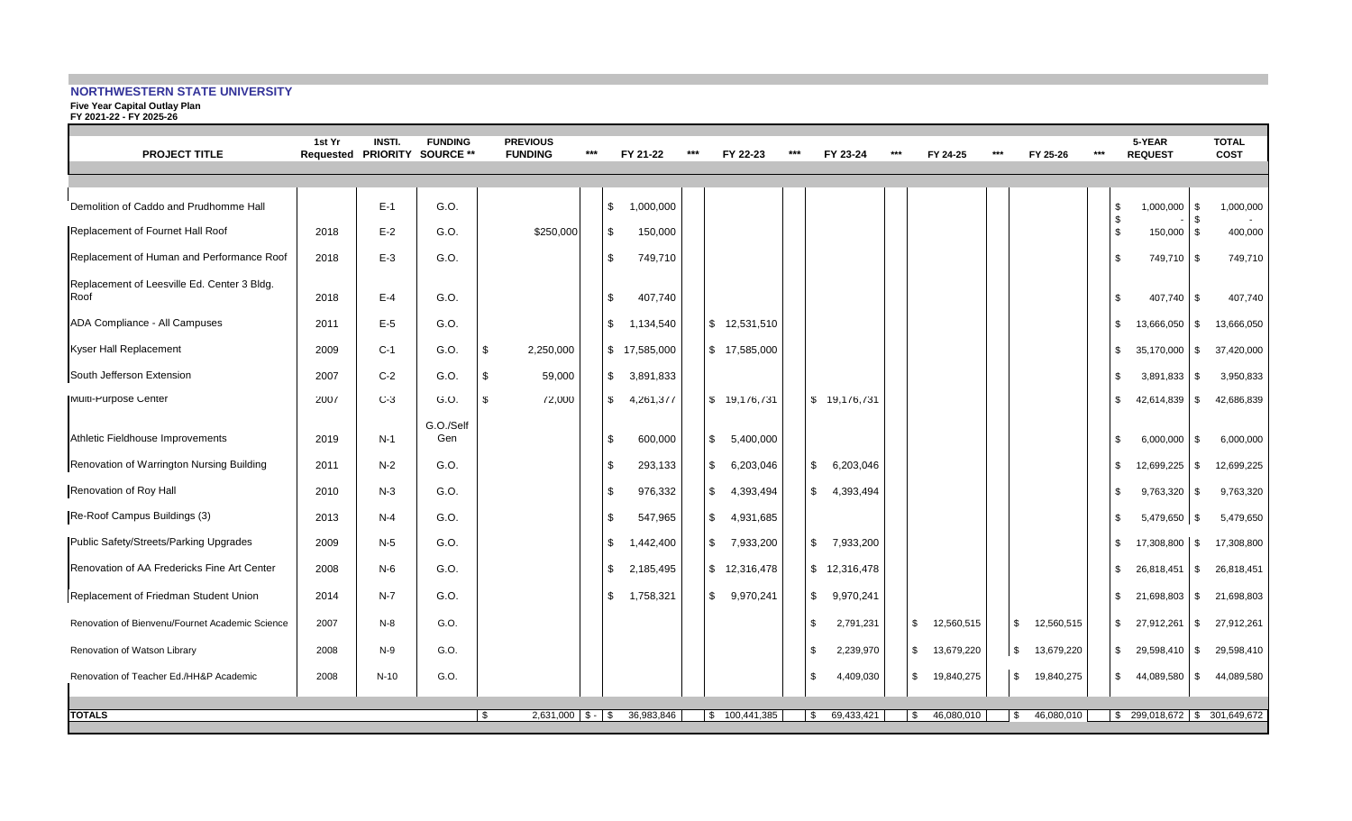## NORTHWESTERN STATE UNIVERSITY

**Five Year Capital Outlay Plan**
**FY 2021-22 - FY 2025-26**

| PROJECT TITLE | 1st Yr Requested | INSTI. PRIORITY | FUNDING SOURCE ** | PREVIOUS FUNDING | *** | FY 21-22 | *** | FY 22-23 | *** | FY 23-24 | *** | FY 24-25 | *** | FY 25-26 | *** | 5-YEAR REQUEST | TOTAL COST |
|---|---|---|---|---|---|---|---|---|---|---|---|---|---|---|---|---|---|
| Demolition of Caddo and Prudhomme Hall | | E-1 | G.O. | | | $ 1,000,000 | | | | | | | | | | $ 1,000,000 | $ 1,000,000 |
| Replacement of Fournet Hall Roof | 2018 | E-2 | G.O. | $250,000 | | $ 150,000 | | | | | | | | | | $ - <br> $ 150,000 | $ - <br> $ 400,000 |
| Replacement of Human and Performance Roof | 2018 | E-3 | G.O. | | | $ 749,710 | | | | | | | | | | $ 749,710 | $ 749,710 |
| Replacement of Leesville Ed. Center 3 Bldg. Roof | 2018 | E-4 | G.O. | | | $ 407,740 | | | | | | | | | | $ 407,740 | $ 407,740 |
| ADA Compliance - All Campuses | 2011 | E-5 | G.O. | | | $ 1,134,540 | | $ 12,531,510 | | | | | | | | $ 13,666,050 | $ 13,666,050 |
| Kyser Hall Replacement | 2009 | C-1 | G.O. | $ 2,250,000 | | $ 17,585,000 | | $ 17,585,000 | | | | | | | | $ 35,170,000 | $ 37,420,000 |
| South Jefferson Extension | 2007 | C-2 | G.O. | $ 59,000 | | $ 3,891,833 | | | | | | | | | | $ 3,891,833 | $ 3,950,833 |
| Multi-Purpose Center | 2007 | C-3 | G.O. | $ 72,000 | | $ 4,261,377 | | $ 19,176,731 | | $ 19,176,731 | | | | | | $ 42,614,839 | $ 42,686,839 |
| Athletic Fieldhouse Improvements | 2019 | N-1 | G.O./Self Gen | | | $ 600,000 | | $ 5,400,000 | | | | | | | | $ 6,000,000 | $ 6,000,000 |
| Renovation of Warrington Nursing Building | 2011 | N-2 | G.O. | | | $ 293,133 | | $ 6,203,046 | | $ 6,203,046 | | | | | | $ 12,699,225 | $ 12,699,225 |
| Renovation of Roy Hall | 2010 | N-3 | G.O. | | | $ 976,332 | | $ 4,393,494 | | $ 4,393,494 | | | | | | $ 9,763,320 | $ 9,763,320 |
| Re-Roof Campus Buildings (3) | 2013 | N-4 | G.O. | | | $ 547,965 | | $ 4,931,685 | | | | | | | | $ 5,479,650 | $ 5,479,650 |
| Public Safety/Streets/Parking Upgrades | 2009 | N-5 | G.O. | | | $ 1,442,400 | | $ 7,933,200 | | $ 7,933,200 | | | | | | $ 17,308,800 | $ 17,308,800 |
| Renovation of AA Fredericks Fine Art Center | 2008 | N-6 | G.O. | | | $ 2,185,495 | | $ 12,316,478 | | $ 12,316,478 | | | | | | $ 26,818,451 | $ 26,818,451 |
| Replacement of Friedman Student Union | 2014 | N-7 | G.O. | | | $ 1,758,321 | | $ 9,970,241 | | $ 9,970,241 | | | | | | $ 21,698,803 | $ 21,698,803 |
| Renovation of Bienvenu/Fournet Academic Science | 2007 | N-8 | G.O. | | | | | | | $ 2,791,231 | | $ 12,560,515 | | $ 12,560,515 | | $ 27,912,261 | $ 27,912,261 |
| Renovation of Watson Library | 2008 | N-9 | G.O. | | | | | | | $ 2,239,970 | | $ 13,679,220 | | $ 13,679,220 | | $ 29,598,410 | $ 29,598,410 |
| Renovation of Teacher Ed./HH&P Academic | 2008 | N-10 | G.O. | | | | | | | $ 4,409,030 | | $ 19,840,275 | | $ 19,840,275 | | $ 44,089,580 | $ 44,089,580 |
| **TOTALS** | | | | $ 2,631,000 | $ - | $ 36,983,846 | | $ 100,441,385 | | $ 69,433,421 | | $ 46,080,010 | | $ 46,080,010 | | $ 299,018,672 | $ 301,649,672 |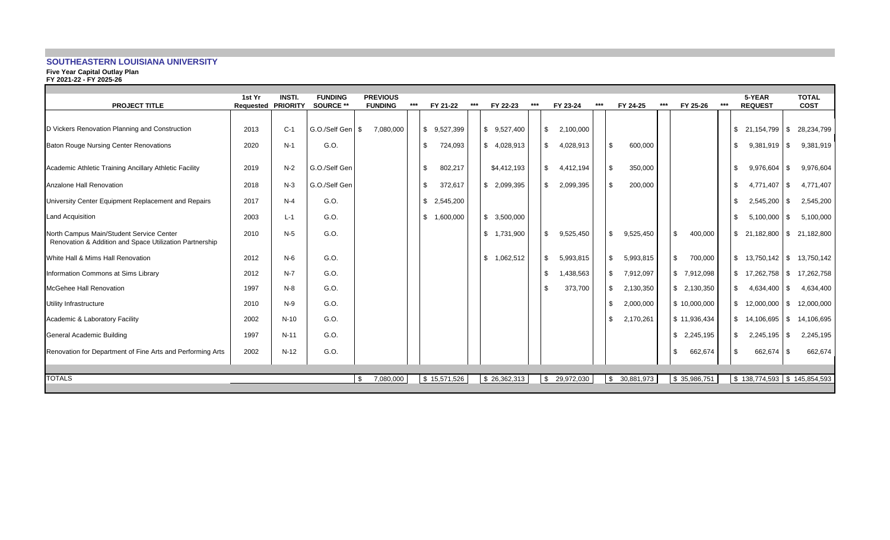## SOUTHEASTERN LOUISIANA UNIVERSITY

**Five Year Capital Outlay Plan**
**FY 2021-22 - FY 2025-26**

| PROJECT TITLE | 1st Yr Requested | INSTI. PRIORITY | FUNDING SOURCE ** | PREVIOUS FUNDING | *** | FY 21-22 | *** | FY 22-23 | *** | FY 23-24 | *** | FY 24-25 | *** | FY 25-26 | *** | 5-YEAR REQUEST | TOTAL COST |
|---|---|---|---|---|---|---|---|---|---|---|---|---|---|---|---|---|---|
| D Vickers Renovation Planning and Construction | 2013 | C-1 | G.O./Self Gen | $ 7,080,000 | | $ 9,527,399 | | $ 9,527,400 | | $ 2,100,000 | | | | | | $ 21,154,799 | $ 28,234,799 |
| Baton Rouge Nursing Center Renovations | 2020 | N-1 | G.O. | | | $ 724,093 | | $ 4,028,913 | | $ 4,028,913 | | $ 600,000 | | | | $ 9,381,919 | $ 9,381,919 |
| Academic Athletic Training Ancillary Athletic Facility | 2019 | N-2 | G.O./Self Gen | | | $ 802,217 | | $4,412,193 | | $ 4,412,194 | | $ 350,000 | | | | $ 9,976,604 | $ 9,976,604 |
| Anzalone Hall Renovation | 2018 | N-3 | G.O./Self Gen | | | $ 372,617 | | $ 2,099,395 | | $ 2,099,395 | | $ 200,000 | | | | $ 4,771,407 | $ 4,771,407 |
| University Center Equipment Replacement and Repairs | 2017 | N-4 | G.O. | | | $ 2,545,200 | | | | | | | | | | $ 2,545,200 | $ 2,545,200 |
| Land Acquisition | 2003 | L-1 | G.O. | | | $ 1,600,000 | | $ 3,500,000 | | | | | | | | $ 5,100,000 | $ 5,100,000 |
| North Campus Main/Student Service Center Renovation & Addition and Space Utilization Partnership | 2010 | N-5 | G.O. | | | | | $ 1,731,900 | | $ 9,525,450 | | $ 9,525,450 | | $ 400,000 | | $ 21,182,800 | $ 21,182,800 |
| White Hall & Mims Hall Renovation | 2012 | N-6 | G.O. | | | | | $ 1,062,512 | | $ 5,993,815 | | $ 5,993,815 | | $ 700,000 | | $ 13,750,142 | $ 13,750,142 |
| Information Commons at Sims Library | 2012 | N-7 | G.O. | | | | | | | $ 1,438,563 | | $ 7,912,097 | | $ 7,912,098 | | $ 17,262,758 | $ 17,262,758 |
| McGehee Hall Renovation | 1997 | N-8 | G.O. | | | | | | | $ 373,700 | | $ 2,130,350 | | $ 2,130,350 | | $ 4,634,400 | $ 4,634,400 |
| Utility Infrastructure | 2010 | N-9 | G.O. | | | | | | | | | $ 2,000,000 | | $ 10,000,000 | | $ 12,000,000 | $ 12,000,000 |
| Academic & Laboratory Facility | 2002 | N-10 | G.O. | | | | | | | | | $ 2,170,261 | | $ 11,936,434 | | $ 14,106,695 | $ 14,106,695 |
| General Academic Building | 1997 | N-11 | G.O. | | | | | | | | | | | $ 2,245,195 | | $ 2,245,195 | $ 2,245,195 |
| Renovation for Department of Fine Arts and Performing Arts | 2002 | N-12 | G.O. | | | | | | | | | | | $ 662,674 | | $ 662,674 | $ 662,674 |
| TOTALS | | | | $ 7,080,000 | | $ 15,571,526 | | $ 26,362,313 | | $ 29,972,030 | | $ 30,881,973 | | $ 35,986,751 | | $ 138,774,593 | $ 145,854,593 |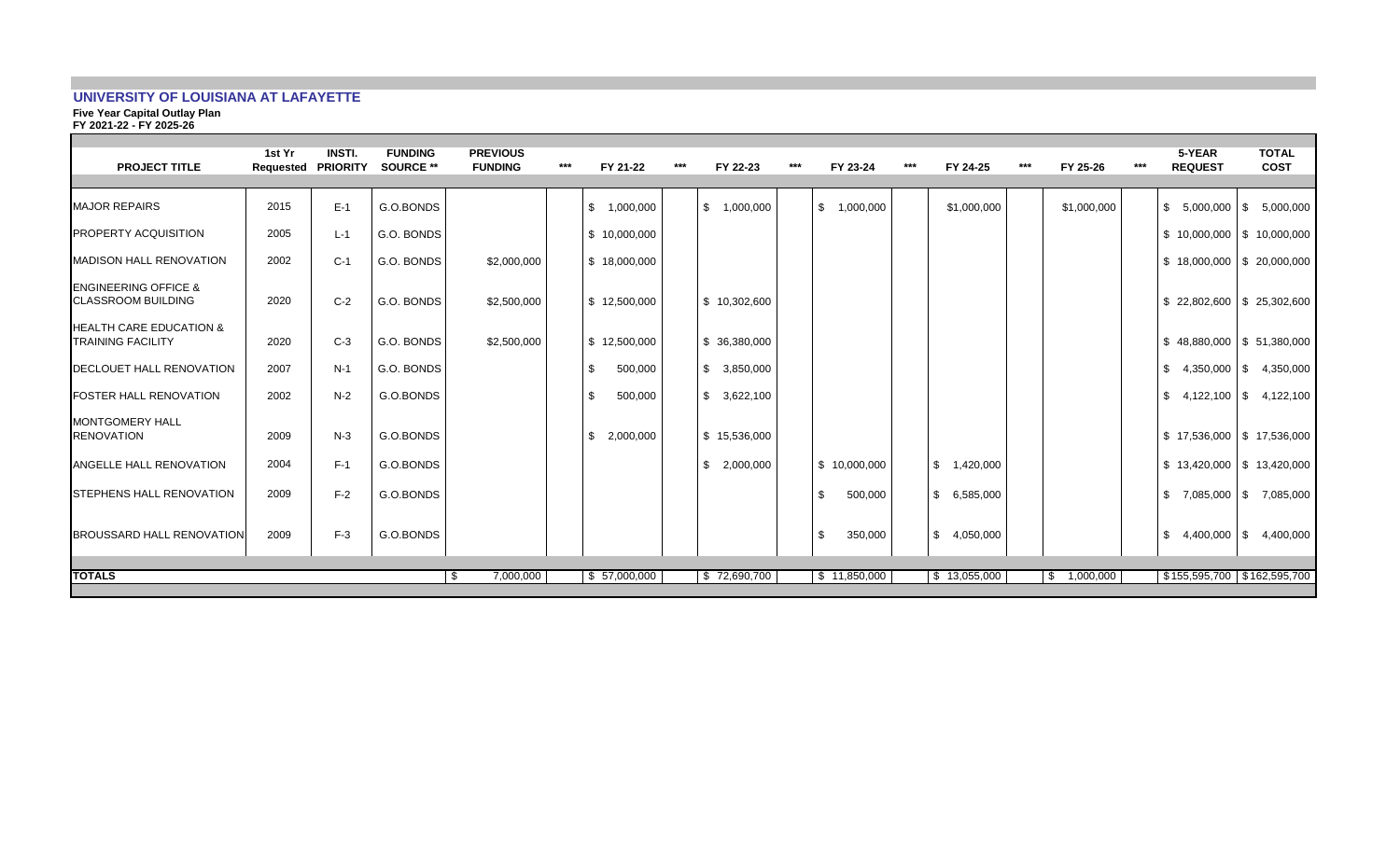# UNIVERSITY OF LOUISIANA AT LAFAYETTE

**Five Year Capital Outlay Plan**
**FY 2021-22 - FY 2025-26**

| PROJECT TITLE | 1st Yr Requested | INSTI. PRIORITY | FUNDING SOURCE ** | PREVIOUS FUNDING | *** | FY 21-22 | *** | FY 22-23 | *** | FY 23-24 | *** | FY 24-25 | *** | FY 25-26 | *** | 5-YEAR REQUEST | TOTAL COST |
|---|---|---|---|---|---|---|---|---|---|---|---|---|---|---|---|---|---|
| MAJOR REPAIRS | 2015 | E-1 | G.O.BONDS | | | $ 1,000,000 | | $ 1,000,000 | | $ 1,000,000 | | $1,000,000 | | $1,000,000 | | $ 5,000,000 | $ 5,000,000 |
| PROPERTY ACQUISITION | 2005 | L-1 | G.O. BONDS | | | $ 10,000,000 | | | | | | | | | | $ 10,000,000 | $ 10,000,000 |
| MADISON HALL RENOVATION | 2002 | C-1 | G.O. BONDS | $2,000,000 | | $ 18,000,000 | | | | | | | | | | $ 18,000,000 | $ 20,000,000 |
| ENGINEERING OFFICE & CLASSROOM BUILDING | 2020 | C-2 | G.O. BONDS | $2,500,000 | | $ 12,500,000 | | $ 10,302,600 | | | | | | | | $ 22,802,600 | $ 25,302,600 |
| HEALTH CARE EDUCATION & TRAINING FACILITY | 2020 | C-3 | G.O. BONDS | $2,500,000 | | $ 12,500,000 | | $ 36,380,000 | | | | | | | | $ 48,880,000 | $ 51,380,000 |
| DECLOUET HALL RENOVATION | 2007 | N-1 | G.O. BONDS | | | $ 500,000 | | $ 3,850,000 | | | | | | | | $ 4,350,000 | $ 4,350,000 |
| FOSTER HALL RENOVATION | 2002 | N-2 | G.O.BONDS | | | $ 500,000 | | $ 3,622,100 | | | | | | | | $ 4,122,100 | $ 4,122,100 |
| MONTGOMERY HALL RENOVATION | 2009 | N-3 | G.O.BONDS | | | $ 2,000,000 | | $ 15,536,000 | | | | | | | | $ 17,536,000 | $ 17,536,000 |
| ANGELLE HALL RENOVATION | 2004 | F-1 | G.O.BONDS | | | | | $ 2,000,000 | | $ 10,000,000 | | $ 1,420,000 | | | | $ 13,420,000 | $ 13,420,000 |
| STEPHENS HALL RENOVATION | 2009 | F-2 | G.O.BONDS | | | | | | | $ 500,000 | | $ 6,585,000 | | | | $ 7,085,000 | $ 7,085,000 |
| BROUSSARD HALL RENOVATION | 2009 | F-3 | G.O.BONDS | | | | | | | $ 350,000 | | $ 4,050,000 | | | | $ 4,400,000 | $ 4,400,000 |
| **TOTALS** | | | | $ 7,000,000 | | $ 57,000,000 | | $ 72,690,700 | | $ 11,850,000 | | $ 13,055,000 | | $ 1,000,000 | | $155,595,700 | $162,595,700 |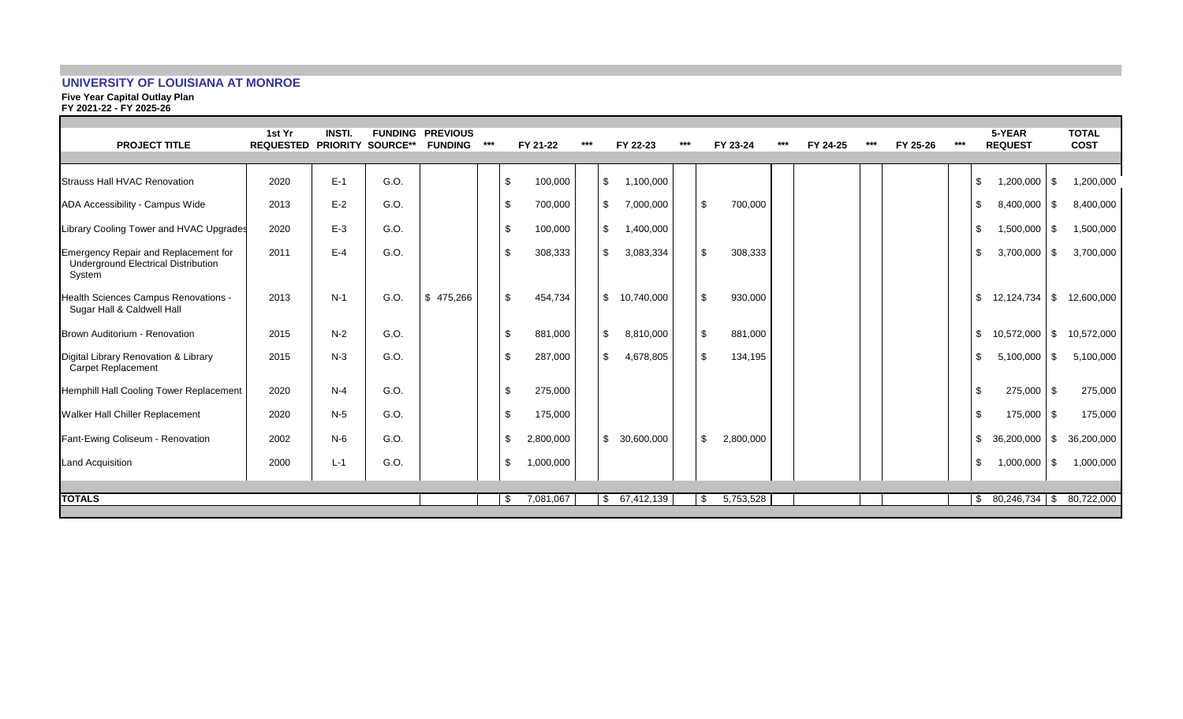## UNIVERSITY OF LOUISIANA AT MONROE

**Five Year Capital Outlay Plan**
**FY 2021-22 - FY 2025-26**

| PROJECT TITLE | 1st Yr REQUESTED | INSTI. PRIORITY | FUNDING SOURCE** | PREVIOUS FUNDING | *** | FY 21-22 | *** | FY 22-23 | *** | FY 23-24 | *** | FY 24-25 | *** | FY 25-26 | *** | 5-YEAR REQUEST | TOTAL COST |
|---|---|---|---|---|---|---|---|---|---|---|---|---|---|---|---|---|---|
| Strauss Hall HVAC Renovation | 2020 | E-1 | G.O. | | | $ 100,000 | | $ 1,100,000 | | | | | | | | $ 1,200,000 | $ 1,200,000 |
| ADA Accessibility - Campus Wide | 2013 | E-2 | G.O. | | | $ 700,000 | | $ 7,000,000 | | $ 700,000 | | | | | | $ 8,400,000 | $ 8,400,000 |
| Library Cooling Tower and HVAC Upgrades | 2020 | E-3 | G.O. | | | $ 100,000 | | $ 1,400,000 | | | | | | | | $ 1,500,000 | $ 1,500,000 |
| Emergency Repair and Replacement for Underground Electrical Distribution System | 2011 | E-4 | G.O. | | | $ 308,333 | | $ 3,083,334 | | $ 308,333 | | | | | | $ 3,700,000 | $ 3,700,000 |
| Health Sciences Campus Renovations - Sugar Hall & Caldwell Hall | 2013 | N-1 | G.O. | $ 475,266 | | $ 454,734 | | $ 10,740,000 | | $ 930,000 | | | | | | $ 12,124,734 | $ 12,600,000 |
| Brown Auditorium - Renovation | 2015 | N-2 | G.O. | | | $ 881,000 | | $ 8,810,000 | | $ 881,000 | | | | | | $ 10,572,000 | $ 10,572,000 |
| Digital Library Renovation & Library Carpet Replacement | 2015 | N-3 | G.O. | | | $ 287,000 | | $ 4,678,805 | | $ 134,195 | | | | | | $ 5,100,000 | $ 5,100,000 |
| Hemphill Hall Cooling Tower Replacement | 2020 | N-4 | G.O. | | | $ 275,000 | | | | | | | | | | $ 275,000 | $ 275,000 |
| Walker Hall Chiller Replacement | 2020 | N-5 | G.O. | | | $ 175,000 | | | | | | | | | | $ 175,000 | $ 175,000 |
| Fant-Ewing Coliseum - Renovation | 2002 | N-6 | G.O. | | | $ 2,800,000 | | $ 30,600,000 | | $ 2,800,000 | | | | | | $ 36,200,000 | $ 36,200,000 |
| Land Acquisition | 2000 | L-1 | G.O. | | | $ 1,000,000 | | | | | | | | | | $ 1,000,000 | $ 1,000,000 |
| **TOTALS** | | | | | | $ 7,081,067 | | $ 67,412,139 | | $ 5,753,528 | | | | | | $ 80,246,734 | $ 80,722,000 |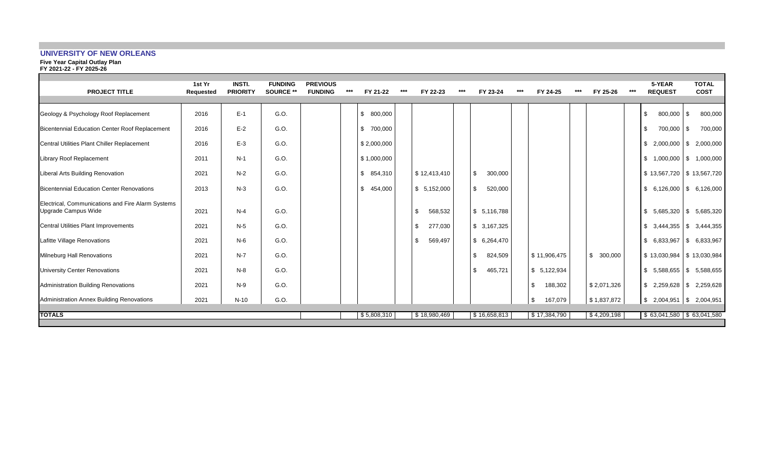## UNIVERSITY OF NEW ORLEANS

**Five Year Capital Outlay Plan**
**FY 2021-22 - FY 2025-26**

| PROJECT TITLE | 1st Yr Requested | INSTI. PRIORITY | FUNDING SOURCE ** | PREVIOUS FUNDING | *** | FY 21-22 | *** | FY 22-23 | *** | FY 23-24 | *** | FY 24-25 | *** | FY 25-26 | *** | 5-YEAR REQUEST | TOTAL COST |
|---|---|---|---|---|---|---|---|---|---|---|---|---|---|---|---|---|---|
| Geology & Psychology Roof Replacement | 2016 | E-1 | G.O. | | | $ 800,000 | | | | | | | | | | $ 800,000 | $ 800,000 |
| Bicentennial Education Center Roof Replacement | 2016 | E-2 | G.O. | | | $ 700,000 | | | | | | | | | | $ 700,000 | $ 700,000 |
| Central Utilities Plant Chiller Replacement | 2016 | E-3 | G.O. | | | $ 2,000,000 | | | | | | | | | | $ 2,000,000 | $ 2,000,000 |
| Library Roof Replacement | 2011 | N-1 | G.O. | | | $ 1,000,000 | | | | | | | | | | $ 1,000,000 | $ 1,000,000 |
| Liberal Arts Building Renovation | 2021 | N-2 | G.O. | | | $ 854,310 | | $ 12,413,410 | | $ 300,000 | | | | | | $ 13,567,720 | $ 13,567,720 |
| Bicentennial Education Center Renovations | 2013 | N-3 | G.O. | | | $ 454,000 | | $ 5,152,000 | | $ 520,000 | | | | | | $ 6,126,000 | $ 6,126,000 |
| Electrical, Communications and Fire Alarm Systems Upgrade Campus Wide | 2021 | N-4 | G.O. | | | | | $ 568,532 | | $ 5,116,788 | | | | | | $ 5,685,320 | $ 5,685,320 |
| Central Utilities Plant Improvements | 2021 | N-5 | G.O. | | | | | $ 277,030 | | $ 3,167,325 | | | | | | $ 3,444,355 | $ 3,444,355 |
| Lafitte Village Renovations | 2021 | N-6 | G.O. | | | | | $ 569,497 | | $ 6,264,470 | | | | | | $ 6,833,967 | $ 6,833,967 |
| Milneburg Hall Renovations | 2021 | N-7 | G.O. | | | | | | | $ 824,509 | | $ 11,906,475 | | $ 300,000 | | $ 13,030,984 | $ 13,030,984 |
| University Center Renovations | 2021 | N-8 | G.O. | | | | | | | $ 465,721 | | $ 5,122,934 | | | | $ 5,588,655 | $ 5,588,655 |
| Administration Building Renovations | 2021 | N-9 | G.O. | | | | | | | | | $ 188,302 | | $ 2,071,326 | | $ 2,259,628 | $ 2,259,628 |
| Administration Annex Building Renovations | 2021 | N-10 | G.O. | | | | | | | | | $ 167,079 | | $ 1,837,872 | | $ 2,004,951 | $ 2,004,951 |
| **TOTALS** | | | | | | $ 5,808,310 | | $ 18,980,469 | | $ 16,658,813 | | $ 17,384,790 | | $ 4,209,198 | | $ 63,041,580 | $ 63,041,580 |